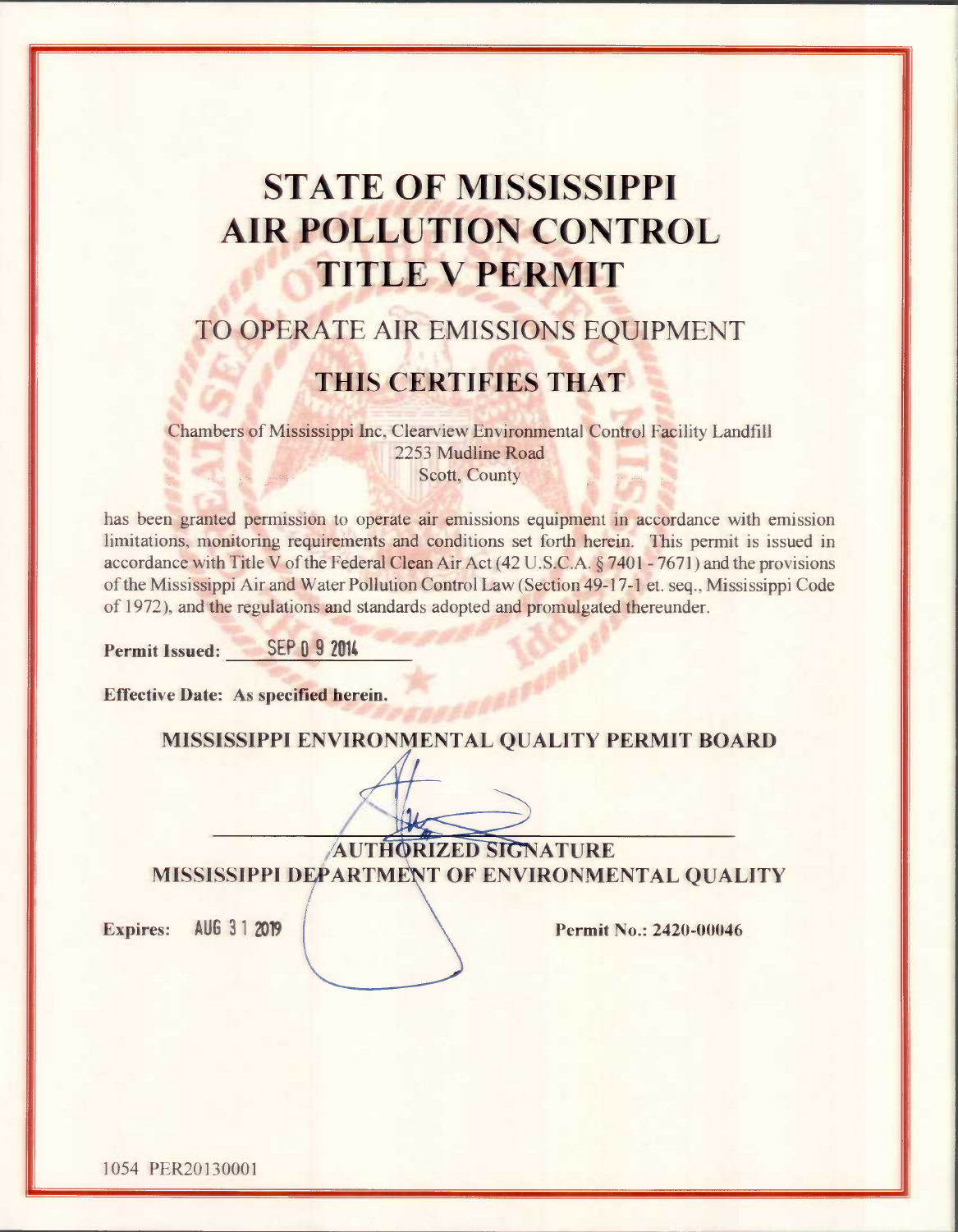# STATE OF MISSISSIPPI
# AIR POLLUTION CONTROL
# TITLE V PERMIT

## TO OPERATE AIR EMISSIONS EQUIPMENT

## THIS CERTIFIES THAT

Chambers of Mississippi Inc, Clearview Environmental Control Facility Landfill
2253 Mudline Road
Scott, County

has been granted permission to operate air emissions equipment in accordance with emission limitations, monitoring requirements and conditions set forth herein. This permit is issued in accordance with Title V of the Federal Clean Air Act (42 U.S.C.A. § 7401 - 7671) and the provisions of the Mississippi Air and Water Pollution Control Law (Section 49-17-1 et. seq., Mississippi Code of 1972), and the regulations and standards adopted and promulgated thereunder.

**Permit Issued:** SEP 0 9 2014

**Effective Date: As specified herein.**

**MISSISSIPPI ENVIRONMENTAL QUALITY PERMIT BOARD**

**AUTHORIZED SIGNATURE**
**MISSISSIPPI DEPARTMENT OF ENVIRONMENTAL QUALITY**

**Expires:** AUG 3 1 2019

**Permit No.: 2420-00046**

1054 PER20130001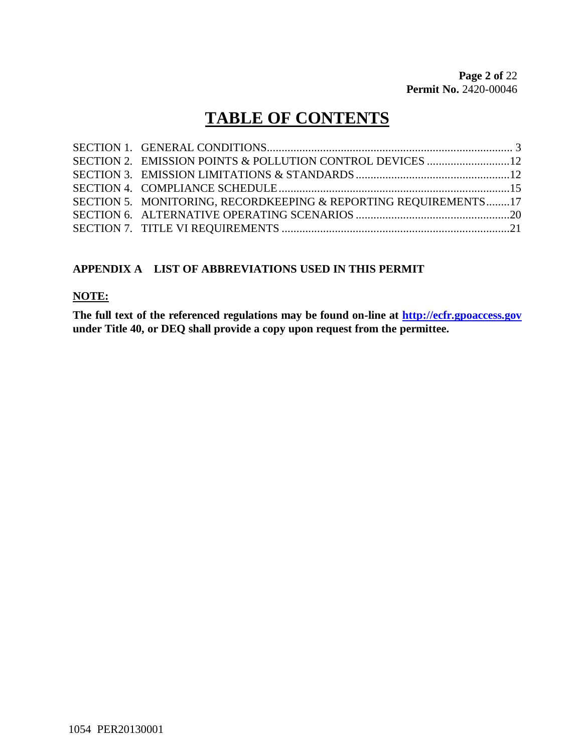# TABLE OF CONTENTS

| | | |
|---|---|---|
| SECTION 1. | GENERAL CONDITIONS | 3 |
| SECTION 2. | EMISSION POINTS & POLLUTION CONTROL DEVICES | 12 |
| SECTION 3. | EMISSION LIMITATIONS & STANDARDS | 12 |
| SECTION 4. | COMPLIANCE SCHEDULE | 15 |
| SECTION 5. | MONITORING, RECORDKEEPING & REPORTING REQUIREMENTS | 17 |
| SECTION 6. | ALTERNATIVE OPERATING SCENARIOS | 20 |
| SECTION 7. | TITLE VI REQUIREMENTS | 21 |

**APPENDIX A LIST OF ABBREVIATIONS USED IN THIS PERMIT**

**NOTE:**

**The full text of the referenced regulations may be found on-line at http://ecfr.gpoaccess.gov under Title 40, or DEQ shall provide a copy upon request from the permittee.**

1054 PER20130001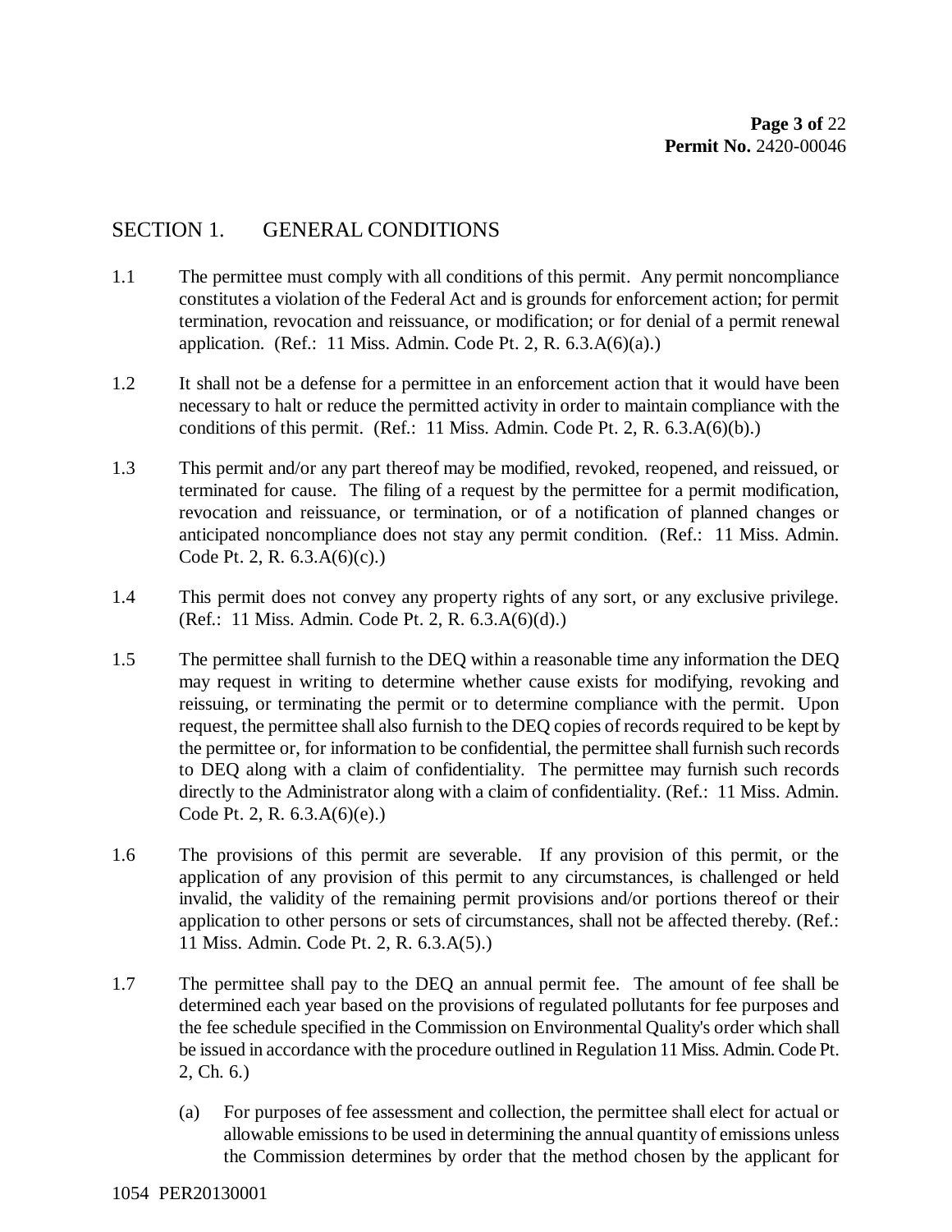## SECTION 1. GENERAL CONDITIONS

1.1 The permittee must comply with all conditions of this permit. Any permit noncompliance constitutes a violation of the Federal Act and is grounds for enforcement action; for permit termination, revocation and reissuance, or modification; or for denial of a permit renewal application. (Ref.: 11 Miss. Admin. Code Pt. 2, R. 6.3.A(6)(a).)

1.2 It shall not be a defense for a permittee in an enforcement action that it would have been necessary to halt or reduce the permitted activity in order to maintain compliance with the conditions of this permit. (Ref.: 11 Miss. Admin. Code Pt. 2, R. 6.3.A(6)(b).)

1.3 This permit and/or any part thereof may be modified, revoked, reopened, and reissued, or terminated for cause. The filing of a request by the permittee for a permit modification, revocation and reissuance, or termination, or of a notification of planned changes or anticipated noncompliance does not stay any permit condition. (Ref.: 11 Miss. Admin. Code Pt. 2, R. 6.3.A(6)(c).)

1.4 This permit does not convey any property rights of any sort, or any exclusive privilege. (Ref.: 11 Miss. Admin. Code Pt. 2, R. 6.3.A(6)(d).)

1.5 The permittee shall furnish to the DEQ within a reasonable time any information the DEQ may request in writing to determine whether cause exists for modifying, revoking and reissuing, or terminating the permit or to determine compliance with the permit. Upon request, the permittee shall also furnish to the DEQ copies of records required to be kept by the permittee or, for information to be confidential, the permittee shall furnish such records to DEQ along with a claim of confidentiality. The permittee may furnish such records directly to the Administrator along with a claim of confidentiality. (Ref.: 11 Miss. Admin. Code Pt. 2, R. 6.3.A(6)(e).)

1.6 The provisions of this permit are severable. If any provision of this permit, or the application of any provision of this permit to any circumstances, is challenged or held invalid, the validity of the remaining permit provisions and/or portions thereof or their application to other persons or sets of circumstances, shall not be affected thereby. (Ref.: 11 Miss. Admin. Code Pt. 2, R. 6.3.A(5).)

1.7 The permittee shall pay to the DEQ an annual permit fee. The amount of fee shall be determined each year based on the provisions of regulated pollutants for fee purposes and the fee schedule specified in the Commission on Environmental Quality's order which shall be issued in accordance with the procedure outlined in Regulation 11 Miss. Admin. Code Pt. 2, Ch. 6.)

(a) For purposes of fee assessment and collection, the permittee shall elect for actual or allowable emissions to be used in determining the annual quantity of emissions unless the Commission determines by order that the method chosen by the applicant for

1054 PER20130001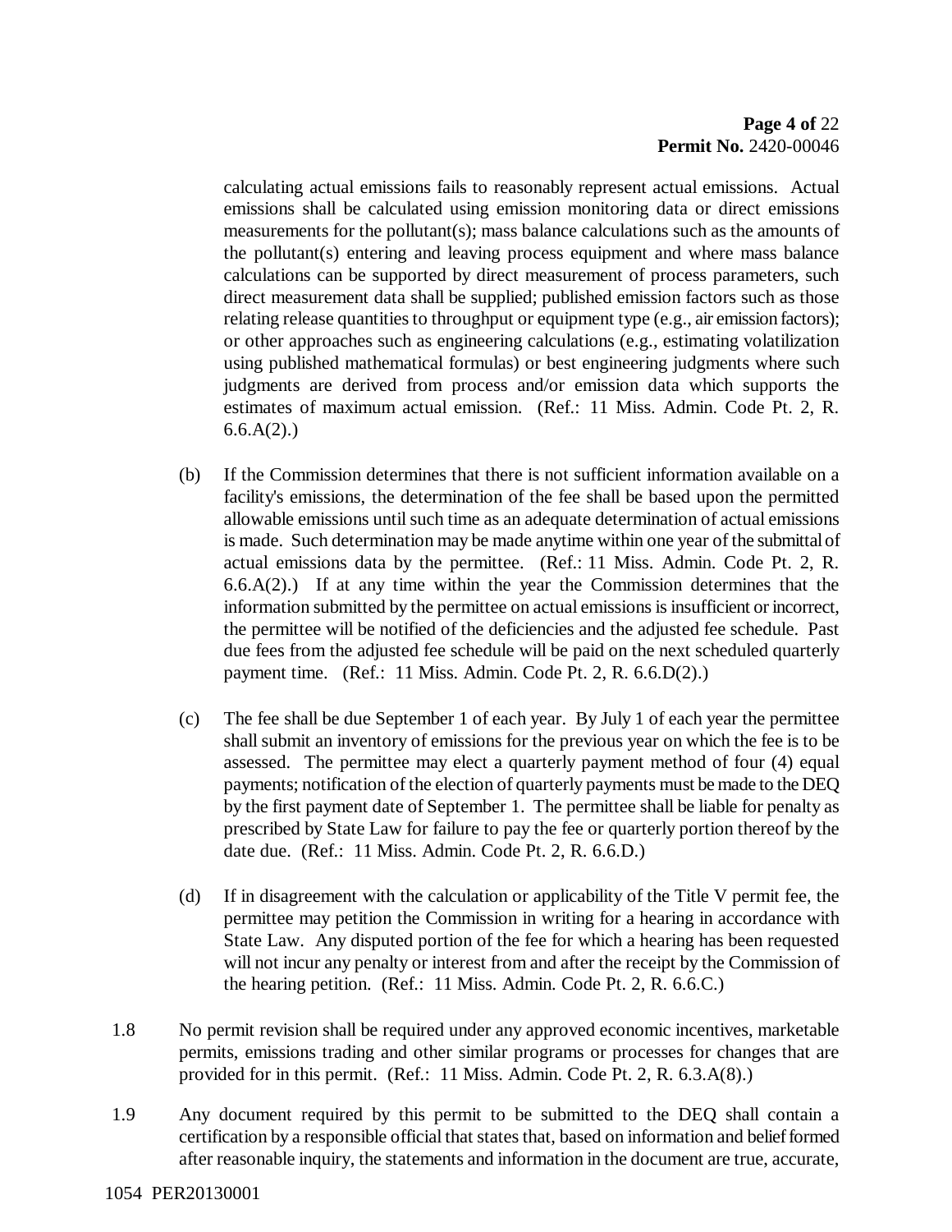calculating actual emissions fails to reasonably represent actual emissions. Actual emissions shall be calculated using emission monitoring data or direct emissions measurements for the pollutant(s); mass balance calculations such as the amounts of the pollutant(s) entering and leaving process equipment and where mass balance calculations can be supported by direct measurement of process parameters, such direct measurement data shall be supplied; published emission factors such as those relating release quantities to throughput or equipment type (e.g., air emission factors); or other approaches such as engineering calculations (e.g., estimating volatilization using published mathematical formulas) or best engineering judgments where such judgments are derived from process and/or emission data which supports the estimates of maximum actual emission. (Ref.: 11 Miss. Admin. Code Pt. 2, R. 6.6.A(2).)

(b) If the Commission determines that there is not sufficient information available on a facility's emissions, the determination of the fee shall be based upon the permitted allowable emissions until such time as an adequate determination of actual emissions is made. Such determination may be made anytime within one year of the submittal of actual emissions data by the permittee. (Ref.: 11 Miss. Admin. Code Pt. 2, R. 6.6.A(2).) If at any time within the year the Commission determines that the information submitted by the permittee on actual emissions is insufficient or incorrect, the permittee will be notified of the deficiencies and the adjusted fee schedule. Past due fees from the adjusted fee schedule will be paid on the next scheduled quarterly payment time. (Ref.: 11 Miss. Admin. Code Pt. 2, R. 6.6.D(2).)

(c) The fee shall be due September 1 of each year. By July 1 of each year the permittee shall submit an inventory of emissions for the previous year on which the fee is to be assessed. The permittee may elect a quarterly payment method of four (4) equal payments; notification of the election of quarterly payments must be made to the DEQ by the first payment date of September 1. The permittee shall be liable for penalty as prescribed by State Law for failure to pay the fee or quarterly portion thereof by the date due. (Ref.: 11 Miss. Admin. Code Pt. 2, R. 6.6.D.)

(d) If in disagreement with the calculation or applicability of the Title V permit fee, the permittee may petition the Commission in writing for a hearing in accordance with State Law. Any disputed portion of the fee for which a hearing has been requested will not incur any penalty or interest from and after the receipt by the Commission of the hearing petition. (Ref.: 11 Miss. Admin. Code Pt. 2, R. 6.6.C.)

1.8 No permit revision shall be required under any approved economic incentives, marketable permits, emissions trading and other similar programs or processes for changes that are provided for in this permit. (Ref.: 11 Miss. Admin. Code Pt. 2, R. 6.3.A(8).)

1.9 Any document required by this permit to be submitted to the DEQ shall contain a certification by a responsible official that states that, based on information and belief formed after reasonable inquiry, the statements and information in the document are true, accurate,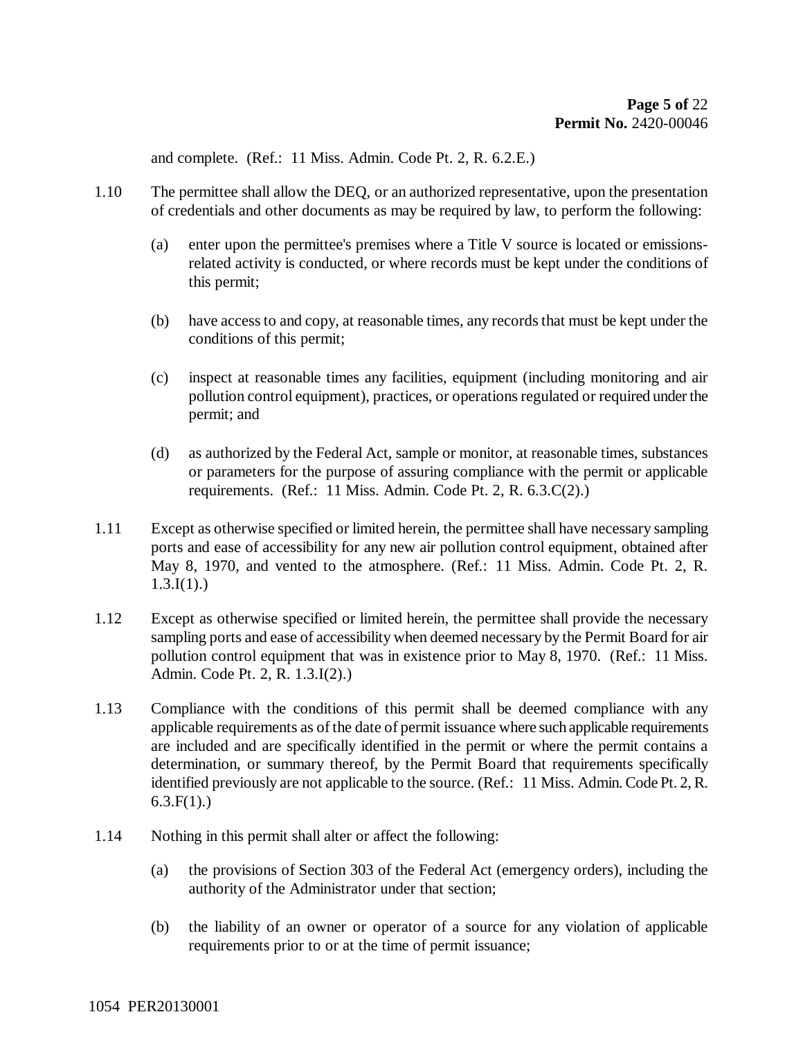and complete. (Ref.: 11 Miss. Admin. Code Pt. 2, R. 6.2.E.)

1.10 The permittee shall allow the DEQ, or an authorized representative, upon the presentation of credentials and other documents as may be required by law, to perform the following:

(a) enter upon the permittee's premises where a Title V source is located or emissions-related activity is conducted, or where records must be kept under the conditions of this permit;

(b) have access to and copy, at reasonable times, any records that must be kept under the conditions of this permit;

(c) inspect at reasonable times any facilities, equipment (including monitoring and air pollution control equipment), practices, or operations regulated or required under the permit; and

(d) as authorized by the Federal Act, sample or monitor, at reasonable times, substances or parameters for the purpose of assuring compliance with the permit or applicable requirements. (Ref.: 11 Miss. Admin. Code Pt. 2, R. 6.3.C(2).)

1.11 Except as otherwise specified or limited herein, the permittee shall have necessary sampling ports and ease of accessibility for any new air pollution control equipment, obtained after May 8, 1970, and vented to the atmosphere. (Ref.: 11 Miss. Admin. Code Pt. 2, R. 1.3.I(1).)

1.12 Except as otherwise specified or limited herein, the permittee shall provide the necessary sampling ports and ease of accessibility when deemed necessary by the Permit Board for air pollution control equipment that was in existence prior to May 8, 1970. (Ref.: 11 Miss. Admin. Code Pt. 2, R. 1.3.I(2).)

1.13 Compliance with the conditions of this permit shall be deemed compliance with any applicable requirements as of the date of permit issuance where such applicable requirements are included and are specifically identified in the permit or where the permit contains a determination, or summary thereof, by the Permit Board that requirements specifically identified previously are not applicable to the source. (Ref.: 11 Miss. Admin. Code Pt. 2, R. 6.3.F(1).)

1.14 Nothing in this permit shall alter or affect the following:

(a) the provisions of Section 303 of the Federal Act (emergency orders), including the authority of the Administrator under that section;

(b) the liability of an owner or operator of a source for any violation of applicable requirements prior to or at the time of permit issuance;

1054 PER20130001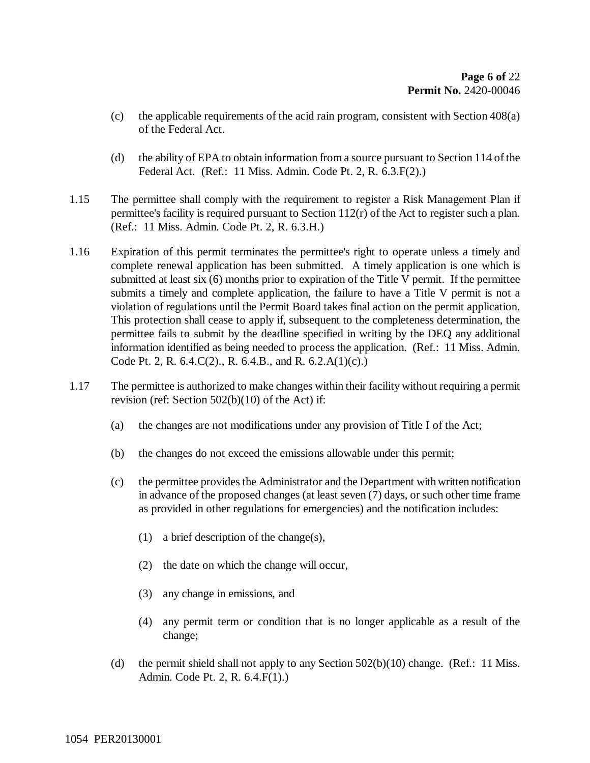(c) the applicable requirements of the acid rain program, consistent with Section 408(a) of the Federal Act.

(d) the ability of EPA to obtain information from a source pursuant to Section 114 of the Federal Act. (Ref.: 11 Miss. Admin. Code Pt. 2, R. 6.3.F(2).)

1.15 The permittee shall comply with the requirement to register a Risk Management Plan if permittee's facility is required pursuant to Section 112(r) of the Act to register such a plan. (Ref.: 11 Miss. Admin. Code Pt. 2, R. 6.3.H.)

1.16 Expiration of this permit terminates the permittee's right to operate unless a timely and complete renewal application has been submitted. A timely application is one which is submitted at least six (6) months prior to expiration of the Title V permit. If the permittee submits a timely and complete application, the failure to have a Title V permit is not a violation of regulations until the Permit Board takes final action on the permit application. This protection shall cease to apply if, subsequent to the completeness determination, the permittee fails to submit by the deadline specified in writing by the DEQ any additional information identified as being needed to process the application. (Ref.: 11 Miss. Admin. Code Pt. 2, R. 6.4.C(2)., R. 6.4.B., and R. 6.2.A(1)(c).)

1.17 The permittee is authorized to make changes within their facility without requiring a permit revision (ref: Section 502(b)(10) of the Act) if:

(a) the changes are not modifications under any provision of Title I of the Act;

(b) the changes do not exceed the emissions allowable under this permit;

(c) the permittee provides the Administrator and the Department with written notification in advance of the proposed changes (at least seven (7) days, or such other time frame as provided in other regulations for emergencies) and the notification includes:

(1) a brief description of the change(s),

(2) the date on which the change will occur,

(3) any change in emissions, and

(4) any permit term or condition that is no longer applicable as a result of the change;

(d) the permit shield shall not apply to any Section 502(b)(10) change. (Ref.: 11 Miss. Admin. Code Pt. 2, R. 6.4.F(1).)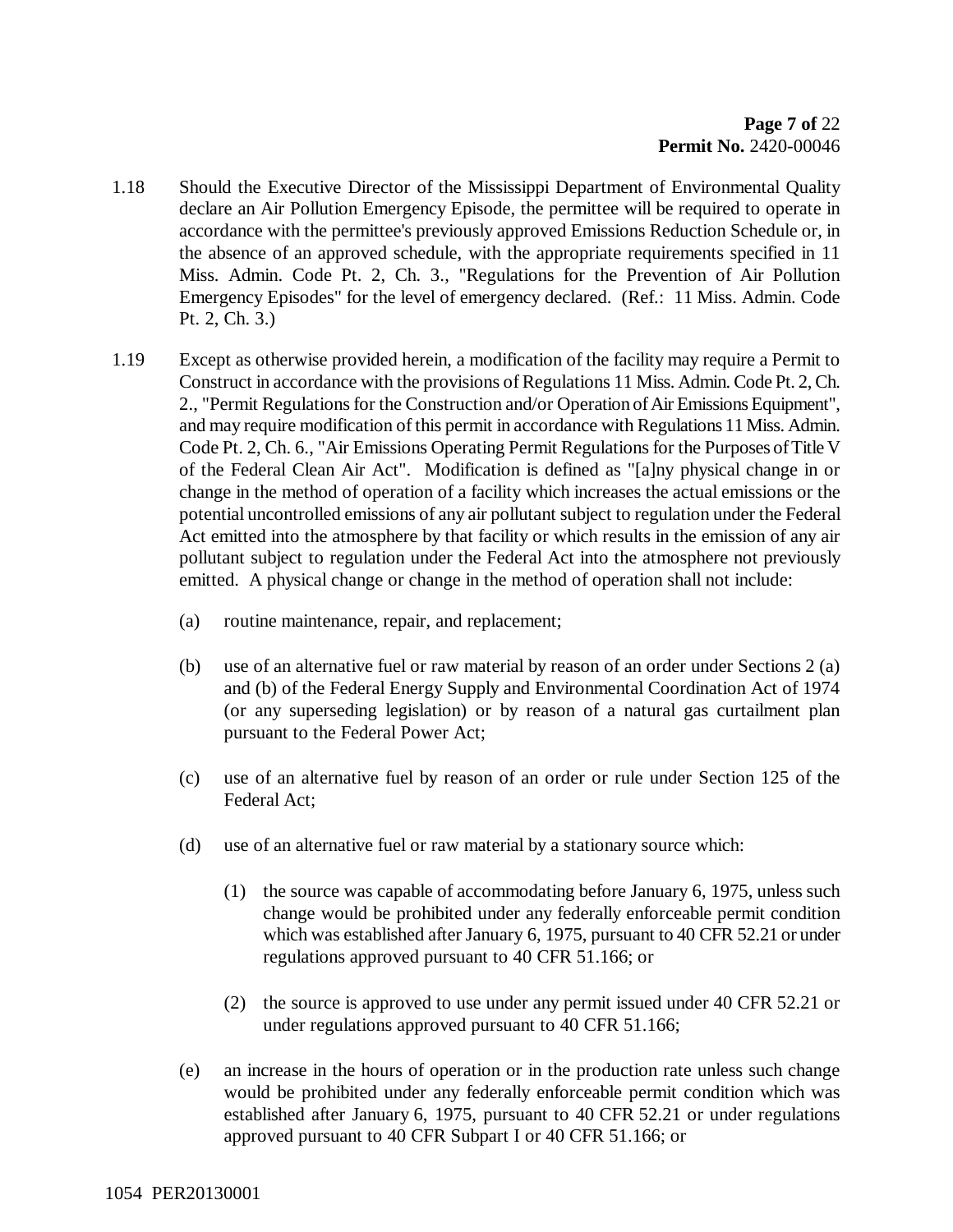1.18 Should the Executive Director of the Mississippi Department of Environmental Quality declare an Air Pollution Emergency Episode, the permittee will be required to operate in accordance with the permittee's previously approved Emissions Reduction Schedule or, in the absence of an approved schedule, with the appropriate requirements specified in 11 Miss. Admin. Code Pt. 2, Ch. 3., "Regulations for the Prevention of Air Pollution Emergency Episodes" for the level of emergency declared. (Ref.: 11 Miss. Admin. Code Pt. 2, Ch. 3.)

1.19 Except as otherwise provided herein, a modification of the facility may require a Permit to Construct in accordance with the provisions of Regulations 11 Miss. Admin. Code Pt. 2, Ch. 2., "Permit Regulations for the Construction and/or Operation of Air Emissions Equipment", and may require modification of this permit in accordance with Regulations 11 Miss. Admin. Code Pt. 2, Ch. 6., "Air Emissions Operating Permit Regulations for the Purposes of Title V of the Federal Clean Air Act". Modification is defined as "[a]ny physical change in or change in the method of operation of a facility which increases the actual emissions or the potential uncontrolled emissions of any air pollutant subject to regulation under the Federal Act emitted into the atmosphere by that facility or which results in the emission of any air pollutant subject to regulation under the Federal Act into the atmosphere not previously emitted. A physical change or change in the method of operation shall not include:

(a) routine maintenance, repair, and replacement;

(b) use of an alternative fuel or raw material by reason of an order under Sections 2 (a) and (b) of the Federal Energy Supply and Environmental Coordination Act of 1974 (or any superseding legislation) or by reason of a natural gas curtailment plan pursuant to the Federal Power Act;

(c) use of an alternative fuel by reason of an order or rule under Section 125 of the Federal Act;

(d) use of an alternative fuel or raw material by a stationary source which:

(1) the source was capable of accommodating before January 6, 1975, unless such change would be prohibited under any federally enforceable permit condition which was established after January 6, 1975, pursuant to 40 CFR 52.21 or under regulations approved pursuant to 40 CFR 51.166; or

(2) the source is approved to use under any permit issued under 40 CFR 52.21 or under regulations approved pursuant to 40 CFR 51.166;

(e) an increase in the hours of operation or in the production rate unless such change would be prohibited under any federally enforceable permit condition which was established after January 6, 1975, pursuant to 40 CFR 52.21 or under regulations approved pursuant to 40 CFR Subpart I or 40 CFR 51.166; or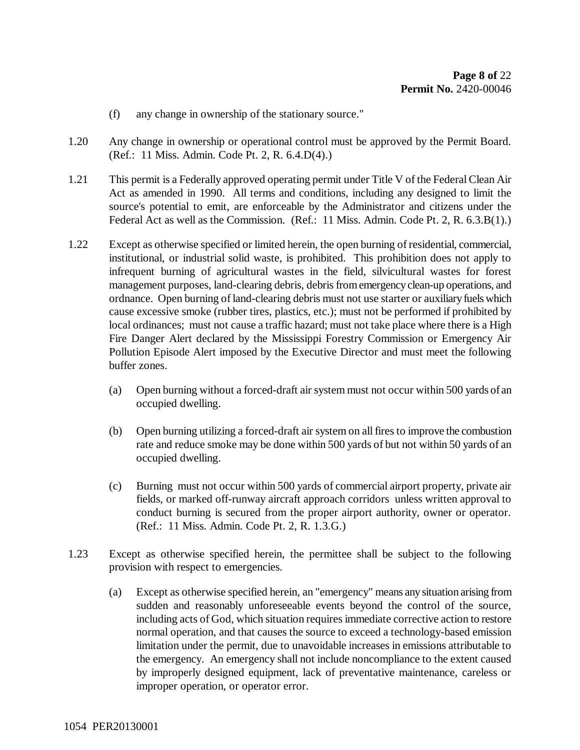(f) any change in ownership of the stationary source."

1.20 Any change in ownership or operational control must be approved by the Permit Board. (Ref.: 11 Miss. Admin. Code Pt. 2, R. 6.4.D(4).)

1.21 This permit is a Federally approved operating permit under Title V of the Federal Clean Air Act as amended in 1990. All terms and conditions, including any designed to limit the source's potential to emit, are enforceable by the Administrator and citizens under the Federal Act as well as the Commission. (Ref.: 11 Miss. Admin. Code Pt. 2, R. 6.3.B(1).)

1.22 Except as otherwise specified or limited herein, the open burning of residential, commercial, institutional, or industrial solid waste, is prohibited. This prohibition does not apply to infrequent burning of agricultural wastes in the field, silvicultural wastes for forest management purposes, land-clearing debris, debris from emergency clean-up operations, and ordnance. Open burning of land-clearing debris must not use starter or auxiliary fuels which cause excessive smoke (rubber tires, plastics, etc.); must not be performed if prohibited by local ordinances; must not cause a traffic hazard; must not take place where there is a High Fire Danger Alert declared by the Mississippi Forestry Commission or Emergency Air Pollution Episode Alert imposed by the Executive Director and must meet the following buffer zones.

(a) Open burning without a forced-draft air system must not occur within 500 yards of an occupied dwelling.

(b) Open burning utilizing a forced-draft air system on all fires to improve the combustion rate and reduce smoke may be done within 500 yards of but not within 50 yards of an occupied dwelling.

(c) Burning must not occur within 500 yards of commercial airport property, private air fields, or marked off-runway aircraft approach corridors unless written approval to conduct burning is secured from the proper airport authority, owner or operator. (Ref.: 11 Miss. Admin. Code Pt. 2, R. 1.3.G.)

1.23 Except as otherwise specified herein, the permittee shall be subject to the following provision with respect to emergencies.

(a) Except as otherwise specified herein, an "emergency" means any situation arising from sudden and reasonably unforeseeable events beyond the control of the source, including acts of God, which situation requires immediate corrective action to restore normal operation, and that causes the source to exceed a technology-based emission limitation under the permit, due to unavoidable increases in emissions attributable to the emergency. An emergency shall not include noncompliance to the extent caused by improperly designed equipment, lack of preventative maintenance, careless or improper operation, or operator error.

1054 PER20130001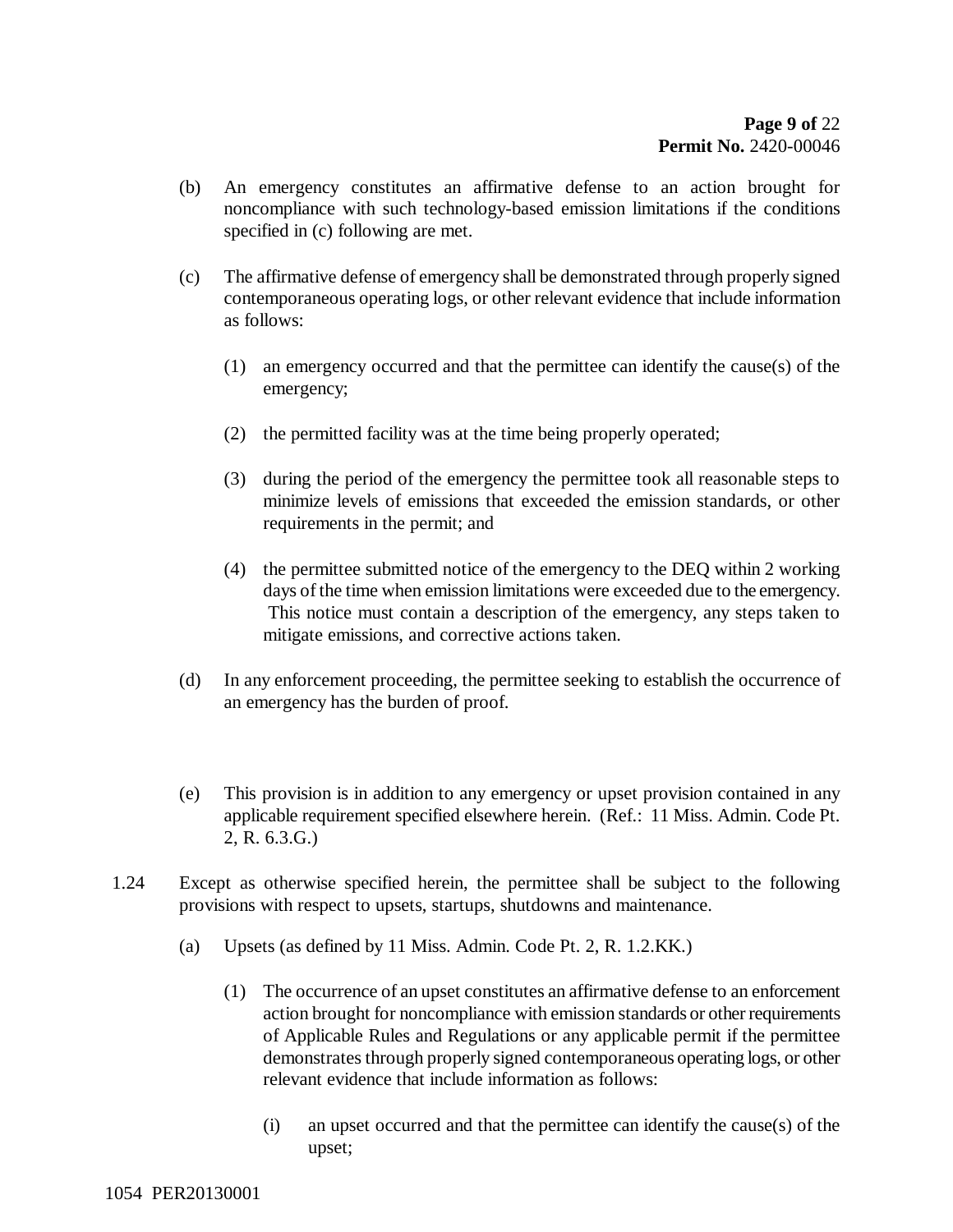(b) An emergency constitutes an affirmative defense to an action brought for noncompliance with such technology-based emission limitations if the conditions specified in (c) following are met.

(c) The affirmative defense of emergency shall be demonstrated through properly signed contemporaneous operating logs, or other relevant evidence that include information as follows:

  (1) an emergency occurred and that the permittee can identify the cause(s) of the emergency;

  (2) the permitted facility was at the time being properly operated;

  (3) during the period of the emergency the permittee took all reasonable steps to minimize levels of emissions that exceeded the emission standards, or other requirements in the permit; and

  (4) the permittee submitted notice of the emergency to the DEQ within 2 working days of the time when emission limitations were exceeded due to the emergency. This notice must contain a description of the emergency, any steps taken to mitigate emissions, and corrective actions taken.

(d) In any enforcement proceeding, the permittee seeking to establish the occurrence of an emergency has the burden of proof.

(e) This provision is in addition to any emergency or upset provision contained in any applicable requirement specified elsewhere herein. (Ref.: 11 Miss. Admin. Code Pt. 2, R. 6.3.G.)

1.24 Except as otherwise specified herein, the permittee shall be subject to the following provisions with respect to upsets, startups, shutdowns and maintenance.

(a) Upsets (as defined by 11 Miss. Admin. Code Pt. 2, R. 1.2.KK.)

  (1) The occurrence of an upset constitutes an affirmative defense to an enforcement action brought for noncompliance with emission standards or other requirements of Applicable Rules and Regulations or any applicable permit if the permittee demonstrates through properly signed contemporaneous operating logs, or other relevant evidence that include information as follows:

    (i) an upset occurred and that the permittee can identify the cause(s) of the upset;

1054 PER20130001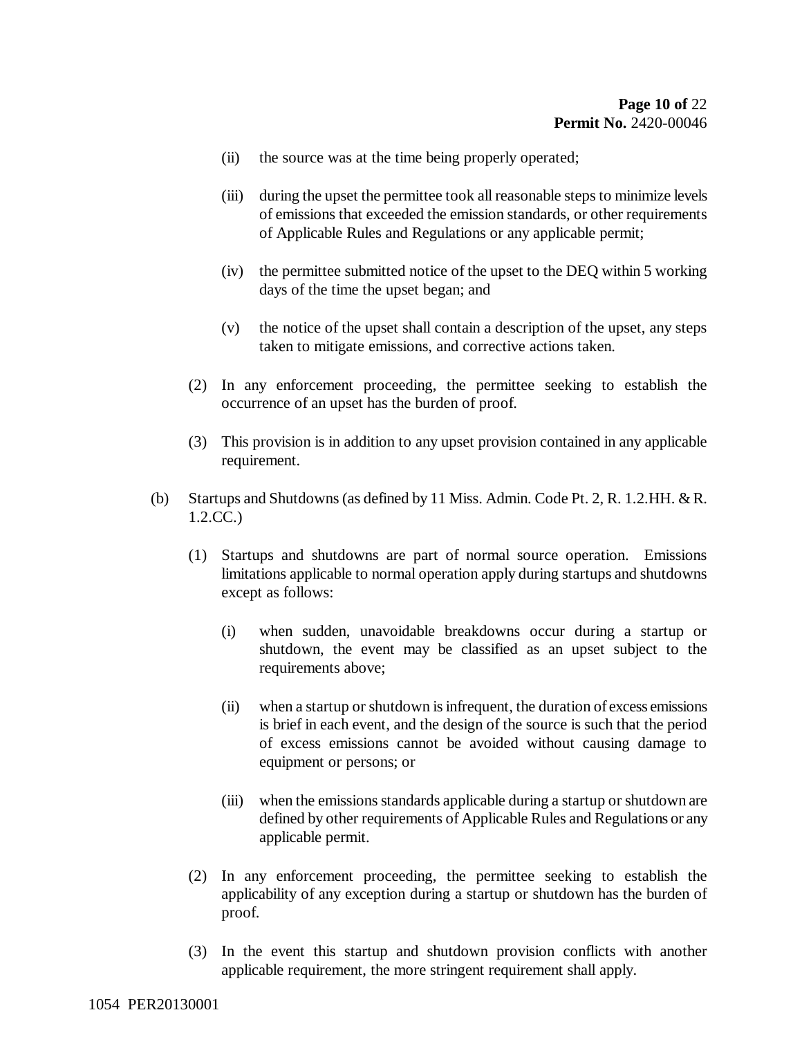(ii) the source was at the time being properly operated;

(iii) during the upset the permittee took all reasonable steps to minimize levels of emissions that exceeded the emission standards, or other requirements of Applicable Rules and Regulations or any applicable permit;

(iv) the permittee submitted notice of the upset to the DEQ within 5 working days of the time the upset began; and

(v) the notice of the upset shall contain a description of the upset, any steps taken to mitigate emissions, and corrective actions taken.

(2) In any enforcement proceeding, the permittee seeking to establish the occurrence of an upset has the burden of proof.

(3) This provision is in addition to any upset provision contained in any applicable requirement.

(b) Startups and Shutdowns (as defined by 11 Miss. Admin. Code Pt. 2, R. 1.2.HH. & R. 1.2.CC.)

(1) Startups and shutdowns are part of normal source operation. Emissions limitations applicable to normal operation apply during startups and shutdowns except as follows:

(i) when sudden, unavoidable breakdowns occur during a startup or shutdown, the event may be classified as an upset subject to the requirements above;

(ii) when a startup or shutdown is infrequent, the duration of excess emissions is brief in each event, and the design of the source is such that the period of excess emissions cannot be avoided without causing damage to equipment or persons; or

(iii) when the emissions standards applicable during a startup or shutdown are defined by other requirements of Applicable Rules and Regulations or any applicable permit.

(2) In any enforcement proceeding, the permittee seeking to establish the applicability of any exception during a startup or shutdown has the burden of proof.

(3) In the event this startup and shutdown provision conflicts with another applicable requirement, the more stringent requirement shall apply.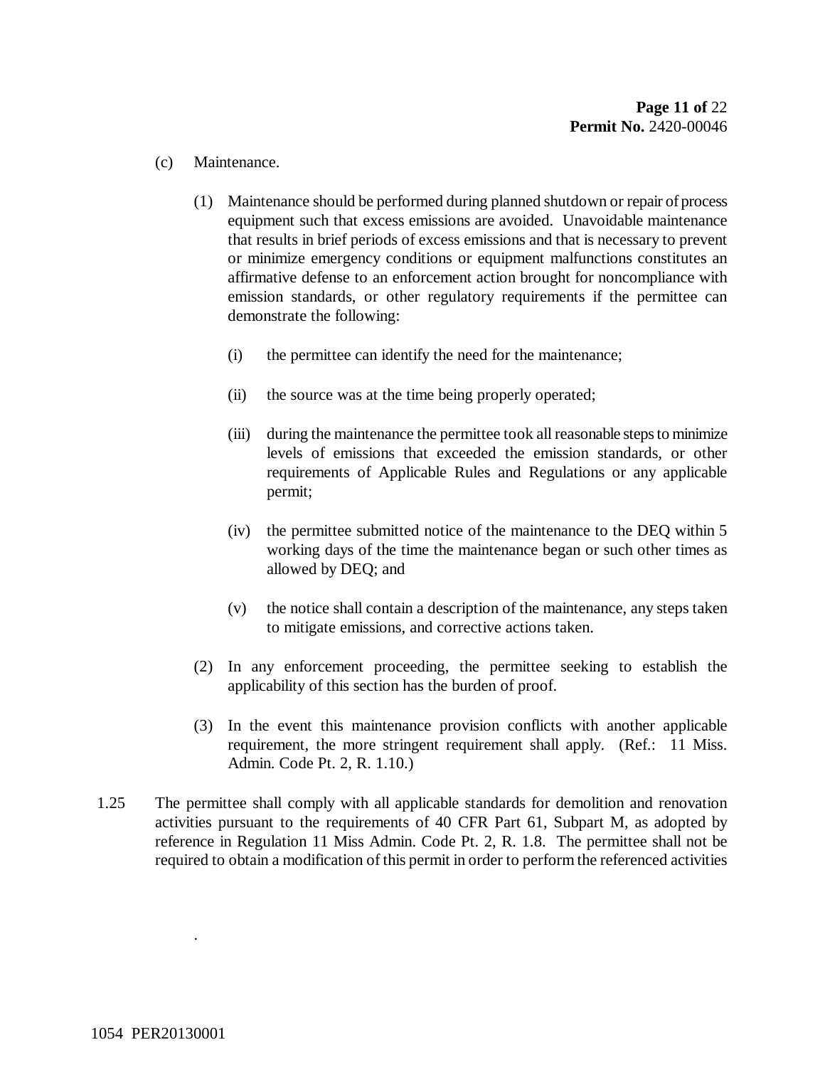(c) Maintenance.

(1) Maintenance should be performed during planned shutdown or repair of process equipment such that excess emissions are avoided. Unavoidable maintenance that results in brief periods of excess emissions and that is necessary to prevent or minimize emergency conditions or equipment malfunctions constitutes an affirmative defense to an enforcement action brought for noncompliance with emission standards, or other regulatory requirements if the permittee can demonstrate the following:

(i) the permittee can identify the need for the maintenance;

(ii) the source was at the time being properly operated;

(iii) during the maintenance the permittee took all reasonable steps to minimize levels of emissions that exceeded the emission standards, or other requirements of Applicable Rules and Regulations or any applicable permit;

(iv) the permittee submitted notice of the maintenance to the DEQ within 5 working days of the time the maintenance began or such other times as allowed by DEQ; and

(v) the notice shall contain a description of the maintenance, any steps taken to mitigate emissions, and corrective actions taken.

(2) In any enforcement proceeding, the permittee seeking to establish the applicability of this section has the burden of proof.

(3) In the event this maintenance provision conflicts with another applicable requirement, the more stringent requirement shall apply. (Ref.: 11 Miss. Admin. Code Pt. 2, R. 1.10.)

1.25 The permittee shall comply with all applicable standards for demolition and renovation activities pursuant to the requirements of 40 CFR Part 61, Subpart M, as adopted by reference in Regulation 11 Miss Admin. Code Pt. 2, R. 1.8. The permittee shall not be required to obtain a modification of this permit in order to perform the referenced activities

.

1054 PER20130001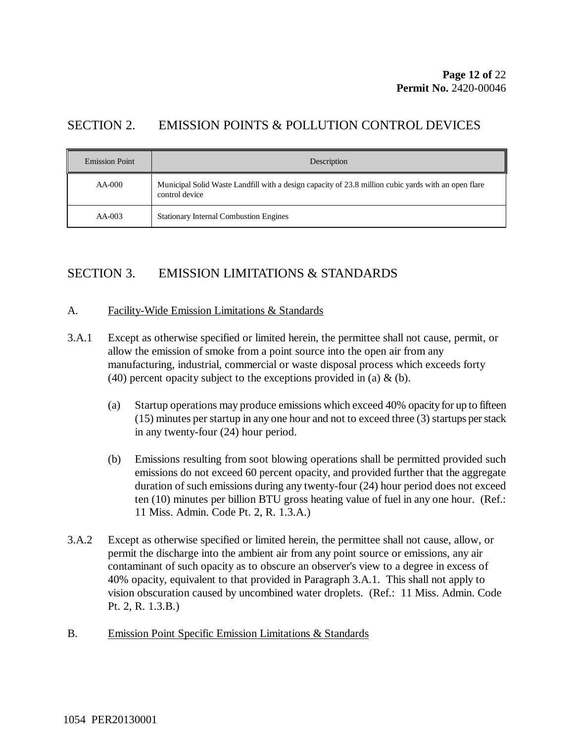## SECTION 2. EMISSION POINTS & POLLUTION CONTROL DEVICES

| Emission Point | Description |
|---|---|
| AA-000 | Municipal Solid Waste Landfill with a design capacity of 23.8 million cubic yards with an open flare control device |
| AA-003 | Stationary Internal Combustion Engines |

## SECTION 3. EMISSION LIMITATIONS & STANDARDS

A. Facility-Wide Emission Limitations & Standards

3.A.1 Except as otherwise specified or limited herein, the permittee shall not cause, permit, or allow the emission of smoke from a point source into the open air from any manufacturing, industrial, commercial or waste disposal process which exceeds forty (40) percent opacity subject to the exceptions provided in (a) & (b).

(a) Startup operations may produce emissions which exceed 40% opacity for up to fifteen (15) minutes per startup in any one hour and not to exceed three (3) startups per stack in any twenty-four (24) hour period.

(b) Emissions resulting from soot blowing operations shall be permitted provided such emissions do not exceed 60 percent opacity, and provided further that the aggregate duration of such emissions during any twenty-four (24) hour period does not exceed ten (10) minutes per billion BTU gross heating value of fuel in any one hour. (Ref.: 11 Miss. Admin. Code Pt. 2, R. 1.3.A.)

3.A.2 Except as otherwise specified or limited herein, the permittee shall not cause, allow, or permit the discharge into the ambient air from any point source or emissions, any air contaminant of such opacity as to obscure an observer's view to a degree in excess of 40% opacity, equivalent to that provided in Paragraph 3.A.1. This shall not apply to vision obscuration caused by uncombined water droplets. (Ref.: 11 Miss. Admin. Code Pt. 2, R. 1.3.B.)

B. Emission Point Specific Emission Limitations & Standards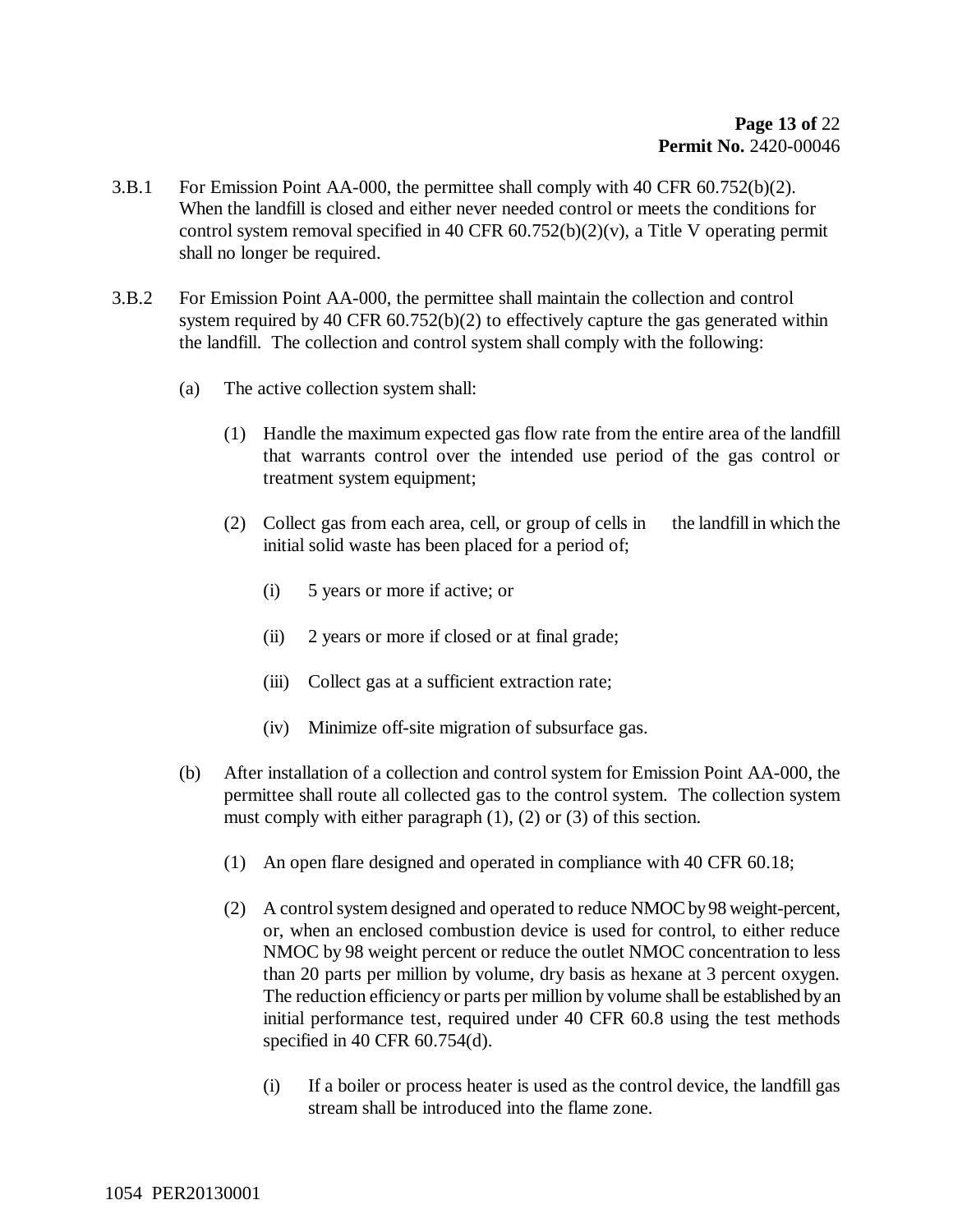3.B.1 For Emission Point AA-000, the permittee shall comply with 40 CFR 60.752(b)(2). When the landfill is closed and either never needed control or meets the conditions for control system removal specified in 40 CFR 60.752(b)(2)(v), a Title V operating permit shall no longer be required.

3.B.2 For Emission Point AA-000, the permittee shall maintain the collection and control system required by 40 CFR 60.752(b)(2) to effectively capture the gas generated within the landfill. The collection and control system shall comply with the following:

(a) The active collection system shall:

(1) Handle the maximum expected gas flow rate from the entire area of the landfill that warrants control over the intended use period of the gas control or treatment system equipment;

(2) Collect gas from each area, cell, or group of cells in the landfill in which the initial solid waste has been placed for a period of;

(i) 5 years or more if active; or

(ii) 2 years or more if closed or at final grade;

(iii) Collect gas at a sufficient extraction rate;

(iv) Minimize off-site migration of subsurface gas.

(b) After installation of a collection and control system for Emission Point AA-000, the permittee shall route all collected gas to the control system. The collection system must comply with either paragraph (1), (2) or (3) of this section.

(1) An open flare designed and operated in compliance with 40 CFR 60.18;

(2) A control system designed and operated to reduce NMOC by 98 weight-percent, or, when an enclosed combustion device is used for control, to either reduce NMOC by 98 weight percent or reduce the outlet NMOC concentration to less than 20 parts per million by volume, dry basis as hexane at 3 percent oxygen. The reduction efficiency or parts per million by volume shall be established by an initial performance test, required under 40 CFR 60.8 using the test methods specified in 40 CFR 60.754(d).

(i) If a boiler or process heater is used as the control device, the landfill gas stream shall be introduced into the flame zone.

1054 PER20130001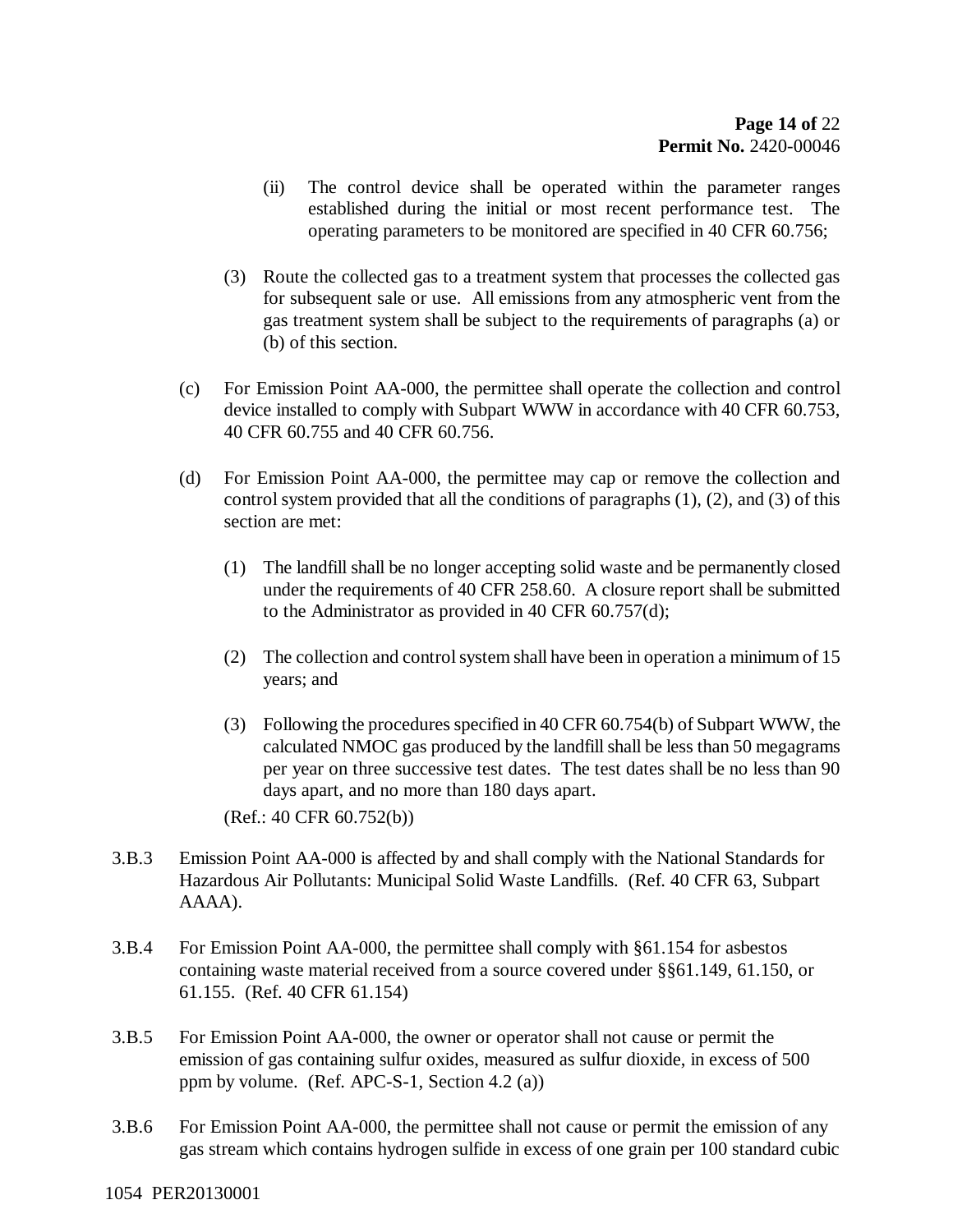(ii) The control device shall be operated within the parameter ranges established during the initial or most recent performance test. The operating parameters to be monitored are specified in 40 CFR 60.756;

(3) Route the collected gas to a treatment system that processes the collected gas for subsequent sale or use. All emissions from any atmospheric vent from the gas treatment system shall be subject to the requirements of paragraphs (a) or (b) of this section.

(c) For Emission Point AA-000, the permittee shall operate the collection and control device installed to comply with Subpart WWW in accordance with 40 CFR 60.753, 40 CFR 60.755 and 40 CFR 60.756.

(d) For Emission Point AA-000, the permittee may cap or remove the collection and control system provided that all the conditions of paragraphs (1), (2), and (3) of this section are met:

(1) The landfill shall be no longer accepting solid waste and be permanently closed under the requirements of 40 CFR 258.60. A closure report shall be submitted to the Administrator as provided in 40 CFR 60.757(d);

(2) The collection and control system shall have been in operation a minimum of 15 years; and

(3) Following the procedures specified in 40 CFR 60.754(b) of Subpart WWW, the calculated NMOC gas produced by the landfill shall be less than 50 megagrams per year on three successive test dates. The test dates shall be no less than 90 days apart, and no more than 180 days apart.

(Ref.: 40 CFR 60.752(b))

3.B.3 Emission Point AA-000 is affected by and shall comply with the National Standards for Hazardous Air Pollutants: Municipal Solid Waste Landfills. (Ref. 40 CFR 63, Subpart AAAA).

3.B.4 For Emission Point AA-000, the permittee shall comply with §61.154 for asbestos containing waste material received from a source covered under §§61.149, 61.150, or 61.155. (Ref. 40 CFR 61.154)

3.B.5 For Emission Point AA-000, the owner or operator shall not cause or permit the emission of gas containing sulfur oxides, measured as sulfur dioxide, in excess of 500 ppm by volume. (Ref. APC-S-1, Section 4.2 (a))

3.B.6 For Emission Point AA-000, the permittee shall not cause or permit the emission of any gas stream which contains hydrogen sulfide in excess of one grain per 100 standard cubic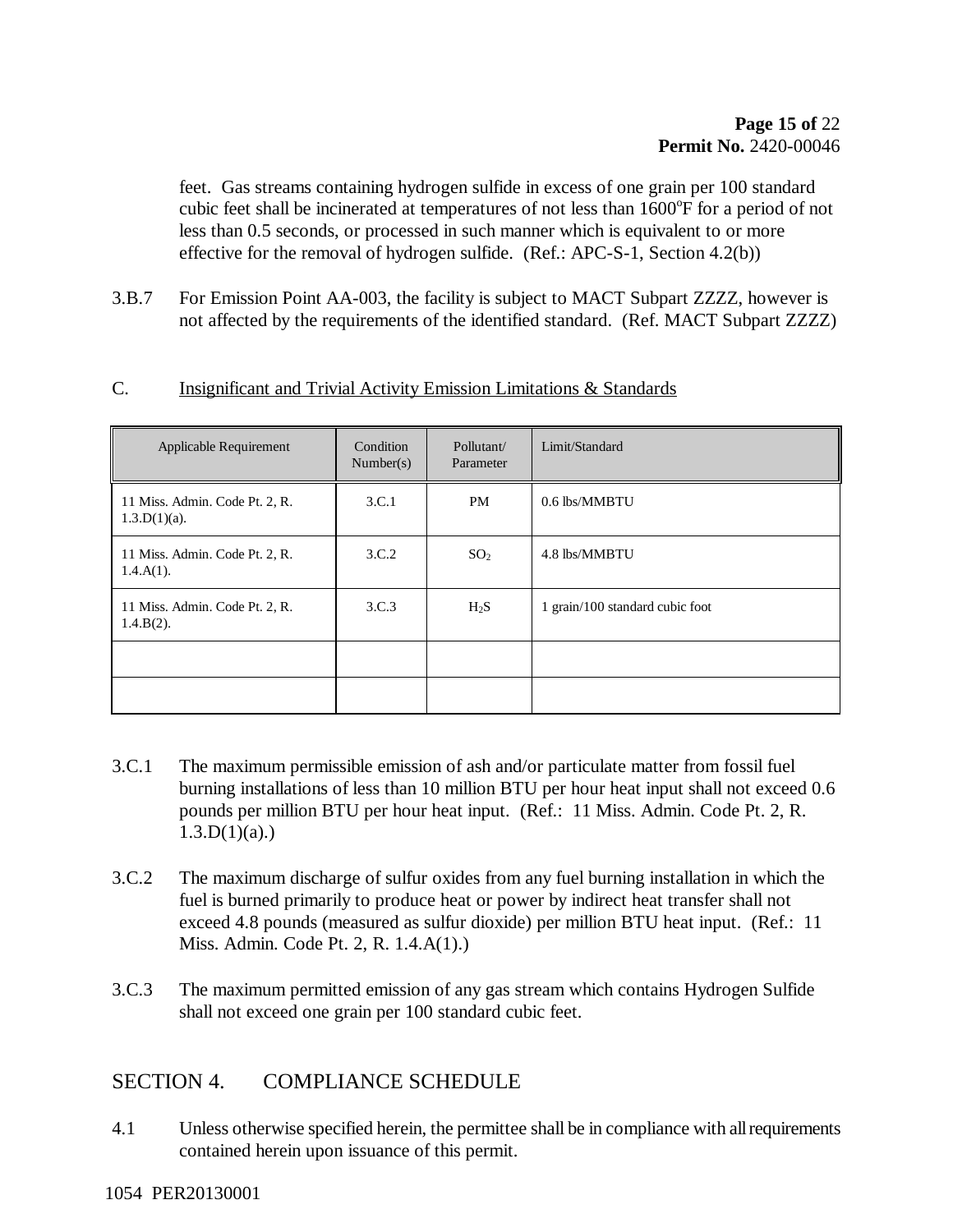feet. Gas streams containing hydrogen sulfide in excess of one grain per 100 standard cubic feet shall be incinerated at temperatures of not less than 1600°F for a period of not less than 0.5 seconds, or processed in such manner which is equivalent to or more effective for the removal of hydrogen sulfide. (Ref.: APC-S-1, Section 4.2(b))

3.B.7 For Emission Point AA-003, the facility is subject to MACT Subpart ZZZZ, however is not affected by the requirements of the identified standard. (Ref. MACT Subpart ZZZZ)

C. Insignificant and Trivial Activity Emission Limitations & Standards

| Applicable Requirement | Condition Number(s) | Pollutant/ Parameter | Limit/Standard |
|---|---|---|---|
| 11 Miss. Admin. Code Pt. 2, R. 1.3.D(1)(a). | 3.C.1 | PM | 0.6 lbs/MMBTU |
| 11 Miss. Admin. Code Pt. 2, R. 1.4.A(1). | 3.C.2 | $SO_2$ | 4.8 lbs/MMBTU |
| 11 Miss. Admin. Code Pt. 2, R. 1.4.B(2). | 3.C.3 | $H_2S$ | 1 grain/100 standard cubic foot |
| | | | |
| | | | |

3.C.1 The maximum permissible emission of ash and/or particulate matter from fossil fuel burning installations of less than 10 million BTU per hour heat input shall not exceed 0.6 pounds per million BTU per hour heat input. (Ref.: 11 Miss. Admin. Code Pt. 2, R. 1.3.D(1)(a).)

3.C.2 The maximum discharge of sulfur oxides from any fuel burning installation in which the fuel is burned primarily to produce heat or power by indirect heat transfer shall not exceed 4.8 pounds (measured as sulfur dioxide) per million BTU heat input. (Ref.: 11 Miss. Admin. Code Pt. 2, R. 1.4.A(1).)

3.C.3 The maximum permitted emission of any gas stream which contains Hydrogen Sulfide shall not exceed one grain per 100 standard cubic feet.

## SECTION 4. COMPLIANCE SCHEDULE

4.1 Unless otherwise specified herein, the permittee shall be in compliance with all requirements contained herein upon issuance of this permit.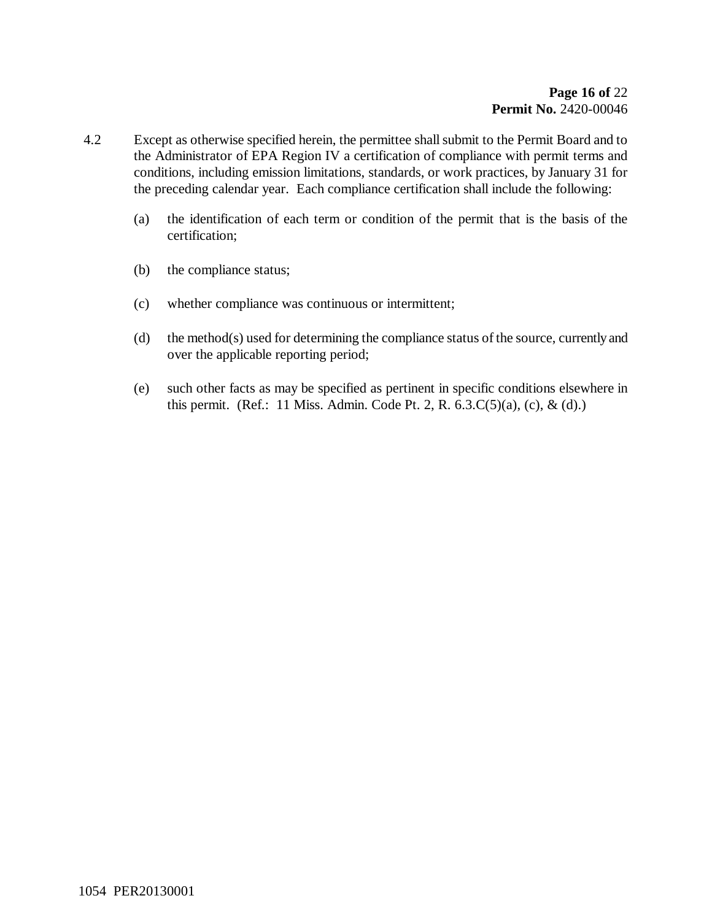4.2 Except as otherwise specified herein, the permittee shall submit to the Permit Board and to the Administrator of EPA Region IV a certification of compliance with permit terms and conditions, including emission limitations, standards, or work practices, by January 31 for the preceding calendar year. Each compliance certification shall include the following:

(a) the identification of each term or condition of the permit that is the basis of the certification;

(b) the compliance status;

(c) whether compliance was continuous or intermittent;

(d) the method(s) used for determining the compliance status of the source, currently and over the applicable reporting period;

(e) such other facts as may be specified as pertinent in specific conditions elsewhere in this permit. (Ref.: 11 Miss. Admin. Code Pt. 2, R. 6.3.C(5)(a), (c), & (d).)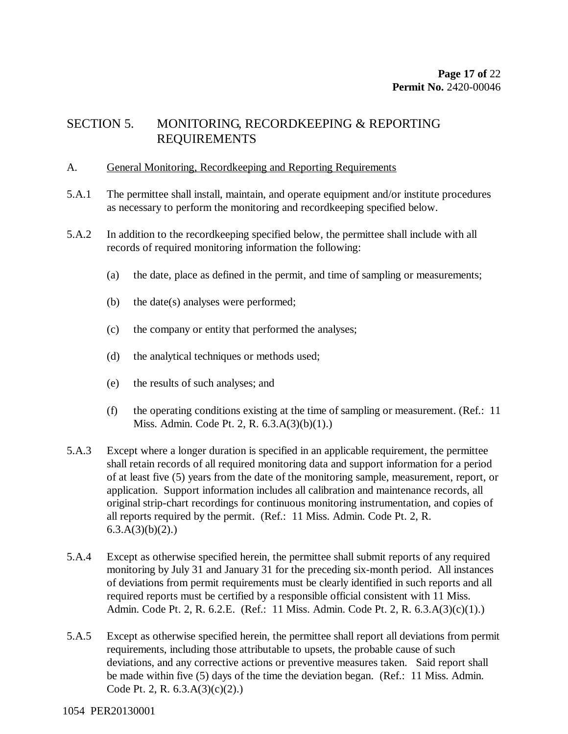# SECTION 5. MONITORING, RECORDKEEPING & REPORTING REQUIREMENTS

## A. General Monitoring, Recordkeeping and Reporting Requirements

5.A.1 The permittee shall install, maintain, and operate equipment and/or institute procedures as necessary to perform the monitoring and recordkeeping specified below.

5.A.2 In addition to the recordkeeping specified below, the permittee shall include with all records of required monitoring information the following:

(a) the date, place as defined in the permit, and time of sampling or measurements;

(b) the date(s) analyses were performed;

(c) the company or entity that performed the analyses;

(d) the analytical techniques or methods used;

(e) the results of such analyses; and

(f) the operating conditions existing at the time of sampling or measurement. (Ref.: 11 Miss. Admin. Code Pt. 2, R. 6.3.A(3)(b)(1).)

5.A.3 Except where a longer duration is specified in an applicable requirement, the permittee shall retain records of all required monitoring data and support information for a period of at least five (5) years from the date of the monitoring sample, measurement, report, or application. Support information includes all calibration and maintenance records, all original strip-chart recordings for continuous monitoring instrumentation, and copies of all reports required by the permit. (Ref.: 11 Miss. Admin. Code Pt. 2, R. 6.3.A(3)(b)(2).)

5.A.4 Except as otherwise specified herein, the permittee shall submit reports of any required monitoring by July 31 and January 31 for the preceding six-month period. All instances of deviations from permit requirements must be clearly identified in such reports and all required reports must be certified by a responsible official consistent with 11 Miss. Admin. Code Pt. 2, R. 6.2.E. (Ref.: 11 Miss. Admin. Code Pt. 2, R. 6.3.A(3)(c)(1).)

5.A.5 Except as otherwise specified herein, the permittee shall report all deviations from permit requirements, including those attributable to upsets, the probable cause of such deviations, and any corrective actions or preventive measures taken. Said report shall be made within five (5) days of the time the deviation began. (Ref.: 11 Miss. Admin. Code Pt. 2, R. 6.3.A(3)(c)(2).)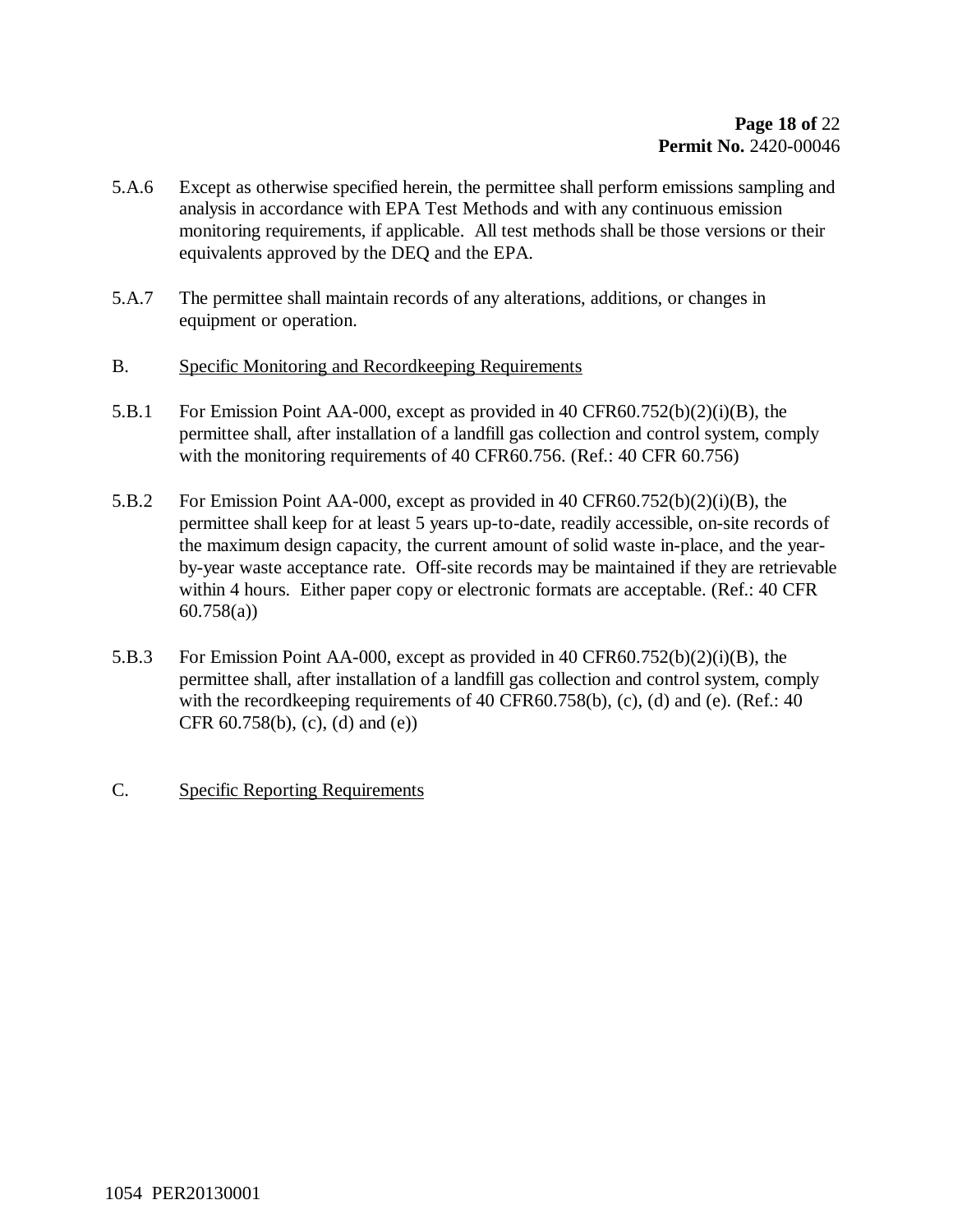5.A.6 Except as otherwise specified herein, the permittee shall perform emissions sampling and analysis in accordance with EPA Test Methods and with any continuous emission monitoring requirements, if applicable. All test methods shall be those versions or their equivalents approved by the DEQ and the EPA.

5.A.7 The permittee shall maintain records of any alterations, additions, or changes in equipment or operation.

B. <u>Specific Monitoring and Recordkeeping Requirements</u>

5.B.1 For Emission Point AA-000, except as provided in 40 CFR60.752(b)(2)(i)(B), the permittee shall, after installation of a landfill gas collection and control system, comply with the monitoring requirements of 40 CFR60.756. (Ref.: 40 CFR 60.756)

5.B.2 For Emission Point AA-000, except as provided in 40 CFR60.752(b)(2)(i)(B), the permittee shall keep for at least 5 years up-to-date, readily accessible, on-site records of the maximum design capacity, the current amount of solid waste in-place, and the year-by-year waste acceptance rate. Off-site records may be maintained if they are retrievable within 4 hours. Either paper copy or electronic formats are acceptable. (Ref.: 40 CFR 60.758(a))

5.B.3 For Emission Point AA-000, except as provided in 40 CFR60.752(b)(2)(i)(B), the permittee shall, after installation of a landfill gas collection and control system, comply with the recordkeeping requirements of 40 CFR60.758(b), (c), (d) and (e). (Ref.: 40 CFR 60.758(b), (c), (d) and (e))

C. <u>Specific Reporting Requirements</u>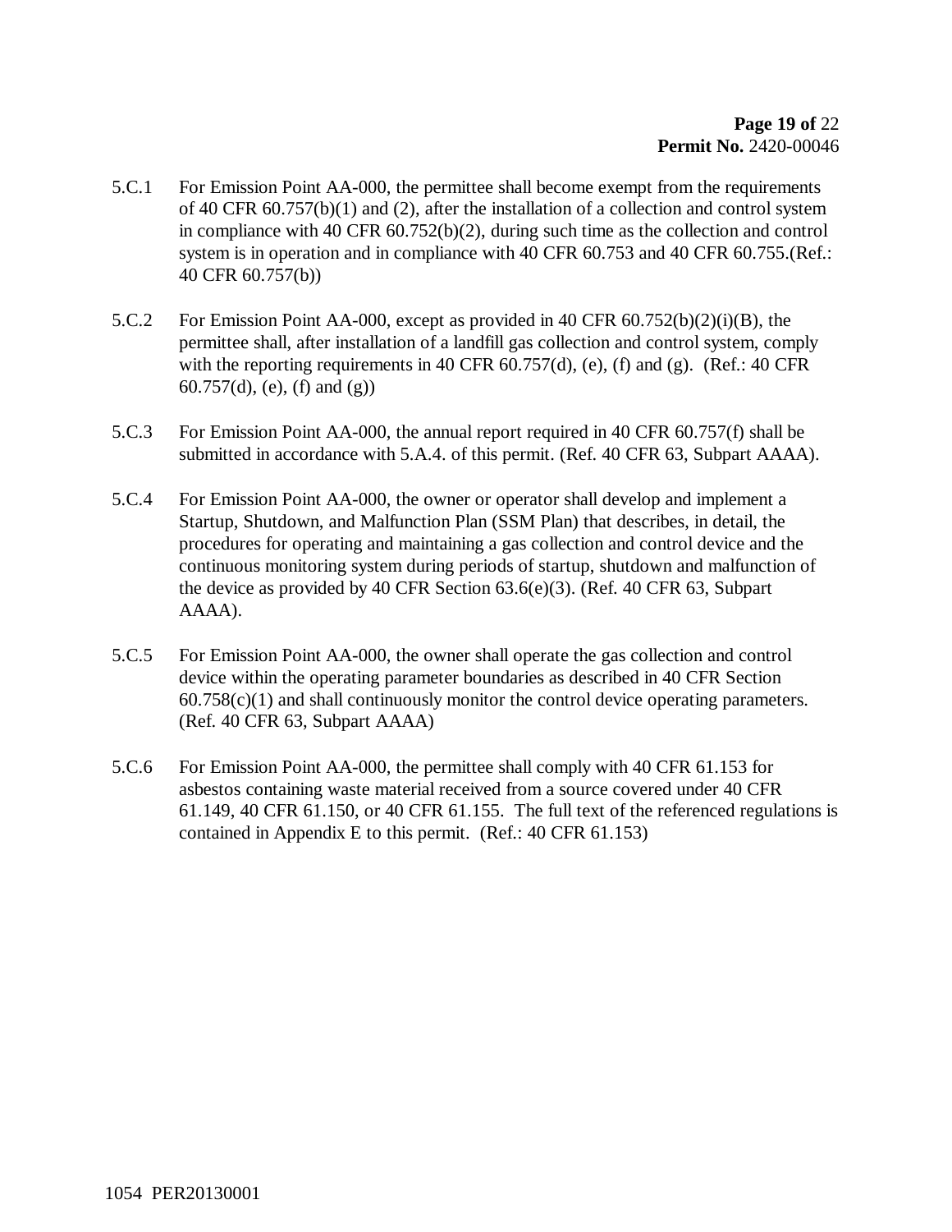5.C.1 For Emission Point AA-000, the permittee shall become exempt from the requirements of 40 CFR 60.757(b)(1) and (2), after the installation of a collection and control system in compliance with 40 CFR 60.752(b)(2), during such time as the collection and control system is in operation and in compliance with 40 CFR 60.753 and 40 CFR 60.755.(Ref.: 40 CFR 60.757(b))

5.C.2 For Emission Point AA-000, except as provided in 40 CFR 60.752(b)(2)(i)(B), the permittee shall, after installation of a landfill gas collection and control system, comply with the reporting requirements in 40 CFR 60.757(d), (e), (f) and (g). (Ref.: 40 CFR 60.757(d), (e), (f) and (g))

5.C.3 For Emission Point AA-000, the annual report required in 40 CFR 60.757(f) shall be submitted in accordance with 5.A.4. of this permit. (Ref. 40 CFR 63, Subpart AAAA).

5.C.4 For Emission Point AA-000, the owner or operator shall develop and implement a Startup, Shutdown, and Malfunction Plan (SSM Plan) that describes, in detail, the procedures for operating and maintaining a gas collection and control device and the continuous monitoring system during periods of startup, shutdown and malfunction of the device as provided by 40 CFR Section 63.6(e)(3). (Ref. 40 CFR 63, Subpart AAAA).

5.C.5 For Emission Point AA-000, the owner shall operate the gas collection and control device within the operating parameter boundaries as described in 40 CFR Section 60.758(c)(1) and shall continuously monitor the control device operating parameters. (Ref. 40 CFR 63, Subpart AAAA)

5.C.6 For Emission Point AA-000, the permittee shall comply with 40 CFR 61.153 for asbestos containing waste material received from a source covered under 40 CFR 61.149, 40 CFR 61.150, or 40 CFR 61.155. The full text of the referenced regulations is contained in Appendix E to this permit. (Ref.: 40 CFR 61.153)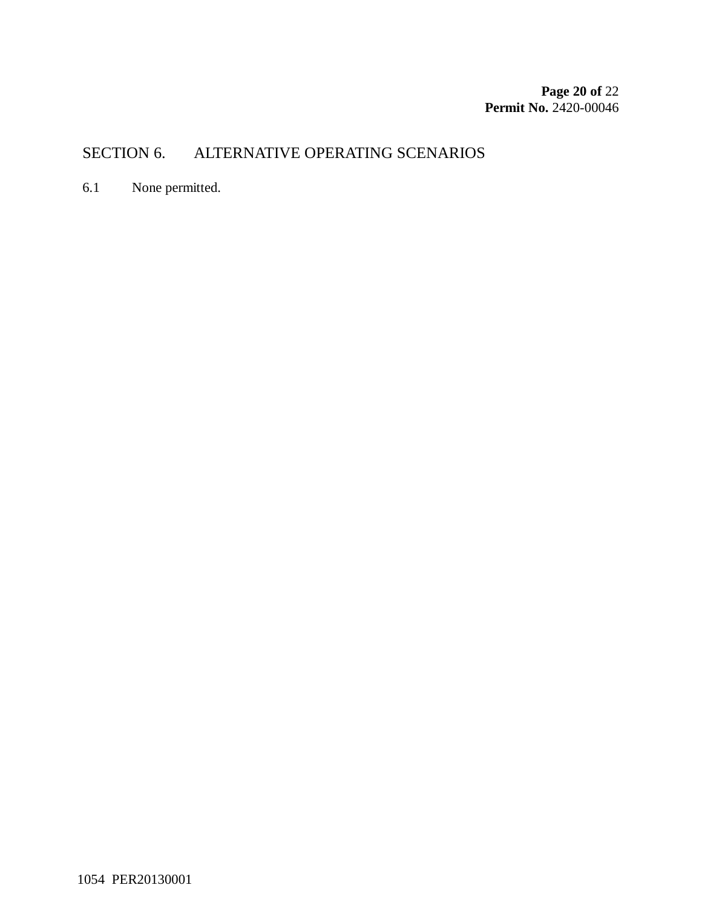## SECTION 6. ALTERNATIVE OPERATING SCENARIOS

6.1 None permitted.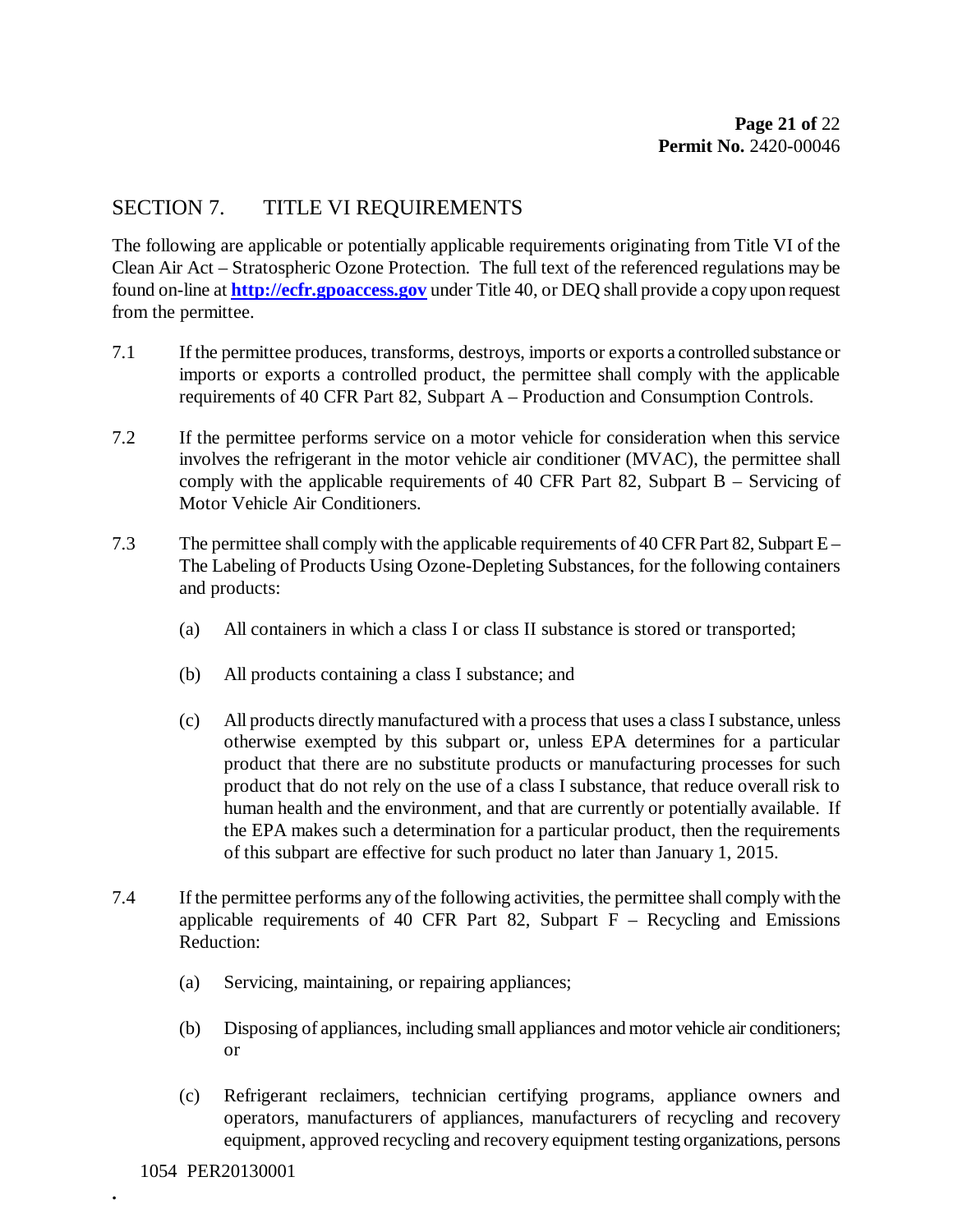## SECTION 7. TITLE VI REQUIREMENTS

The following are applicable or potentially applicable requirements originating from Title VI of the Clean Air Act – Stratospheric Ozone Protection. The full text of the referenced regulations may be found on-line at **http://ecfr.gpoaccess.gov** under Title 40, or DEQ shall provide a copy upon request from the permittee.

7.1 If the permittee produces, transforms, destroys, imports or exports a controlled substance or imports or exports a controlled product, the permittee shall comply with the applicable requirements of 40 CFR Part 82, Subpart A – Production and Consumption Controls.

7.2 If the permittee performs service on a motor vehicle for consideration when this service involves the refrigerant in the motor vehicle air conditioner (MVAC), the permittee shall comply with the applicable requirements of 40 CFR Part 82, Subpart B – Servicing of Motor Vehicle Air Conditioners.

7.3 The permittee shall comply with the applicable requirements of 40 CFR Part 82, Subpart E – The Labeling of Products Using Ozone-Depleting Substances, for the following containers and products:

(a) All containers in which a class I or class II substance is stored or transported;

(b) All products containing a class I substance; and

(c) All products directly manufactured with a process that uses a class I substance, unless otherwise exempted by this subpart or, unless EPA determines for a particular product that there are no substitute products or manufacturing processes for such product that do not rely on the use of a class I substance, that reduce overall risk to human health and the environment, and that are currently or potentially available. If the EPA makes such a determination for a particular product, then the requirements of this subpart are effective for such product no later than January 1, 2015.

7.4 If the permittee performs any of the following activities, the permittee shall comply with the applicable requirements of 40 CFR Part 82, Subpart F – Recycling and Emissions Reduction:

(a) Servicing, maintaining, or repairing appliances;

(b) Disposing of appliances, including small appliances and motor vehicle air conditioners; or

(c) Refrigerant reclaimers, technician certifying programs, appliance owners and operators, manufacturers of appliances, manufacturers of recycling and recovery equipment, approved recycling and recovery equipment testing organizations, persons

1054 PER20130001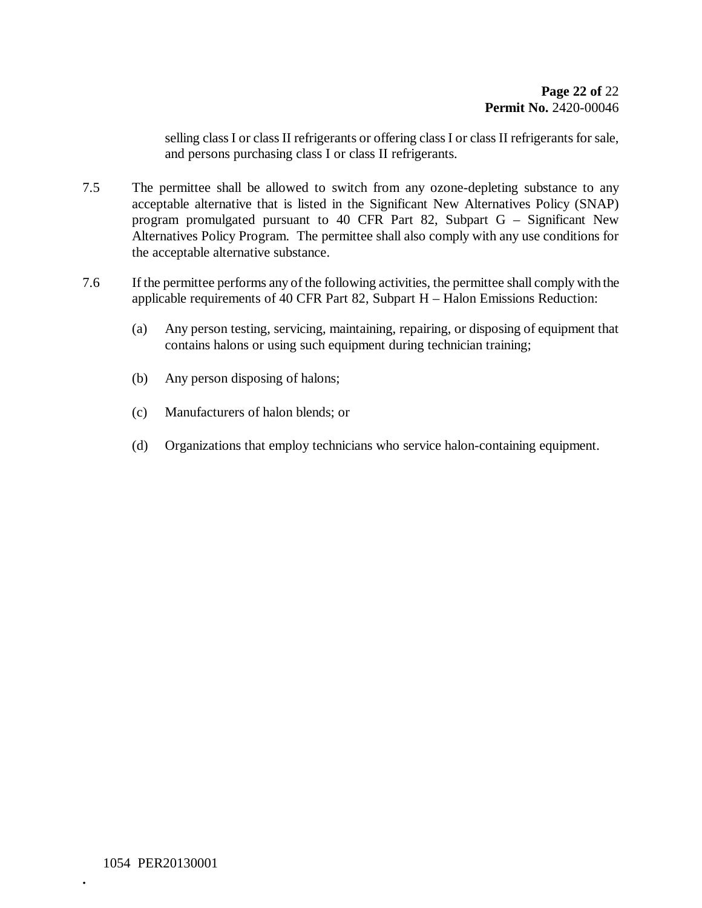selling class I or class II refrigerants or offering class I or class II refrigerants for sale, and persons purchasing class I or class II refrigerants.

7.5 The permittee shall be allowed to switch from any ozone-depleting substance to any acceptable alternative that is listed in the Significant New Alternatives Policy (SNAP) program promulgated pursuant to 40 CFR Part 82, Subpart G – Significant New Alternatives Policy Program. The permittee shall also comply with any use conditions for the acceptable alternative substance.

7.6 If the permittee performs any of the following activities, the permittee shall comply with the applicable requirements of 40 CFR Part 82, Subpart H – Halon Emissions Reduction:

(a) Any person testing, servicing, maintaining, repairing, or disposing of equipment that contains halons or using such equipment during technician training;

(b) Any person disposing of halons;

(c) Manufacturers of halon blends; or

(d) Organizations that employ technicians who service halon-containing equipment.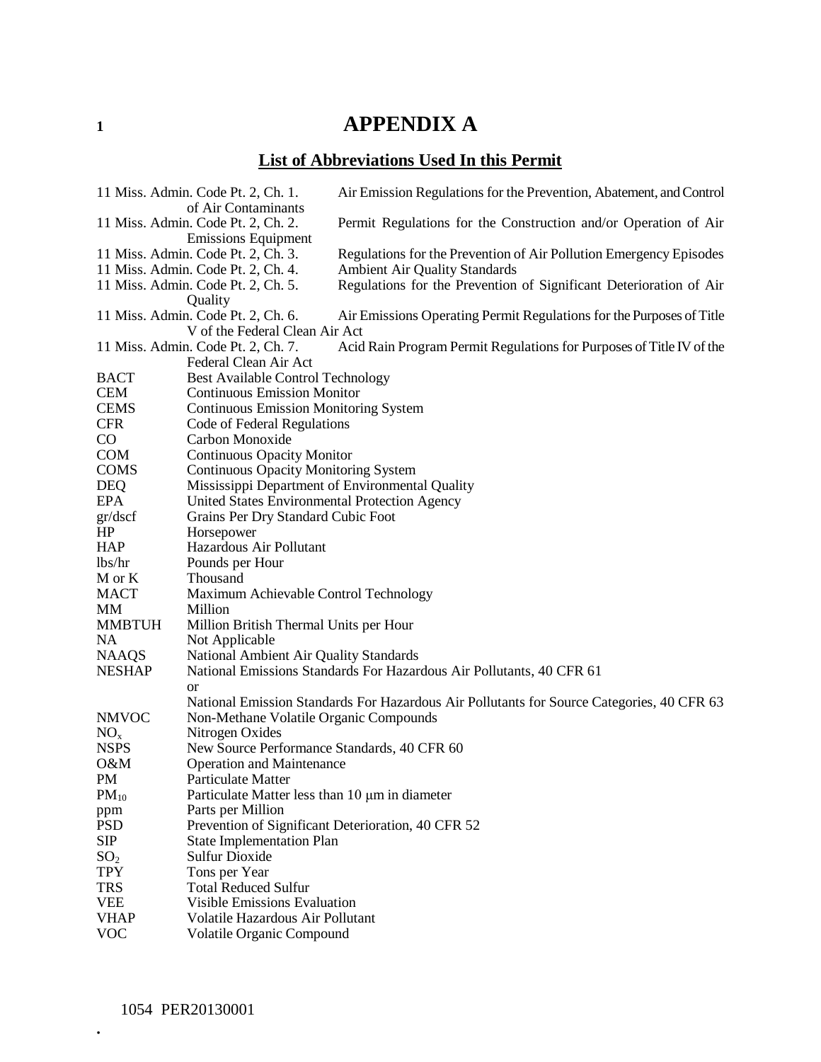# APPENDIX A

## List of Abbreviations Used In this Permit

| | |
|---|---|
| 11 Miss. Admin. Code Pt. 2, Ch. 1. | Air Emission Regulations for the Prevention, Abatement, and Control of Air Contaminants |
| 11 Miss. Admin. Code Pt. 2, Ch. 2. | Permit Regulations for the Construction and/or Operation of Air Emissions Equipment |
| 11 Miss. Admin. Code Pt. 2, Ch. 3. | Regulations for the Prevention of Air Pollution Emergency Episodes |
| 11 Miss. Admin. Code Pt. 2, Ch. 4. | Ambient Air Quality Standards |
| 11 Miss. Admin. Code Pt. 2, Ch. 5. | Regulations for the Prevention of Significant Deterioration of Air Quality |
| 11 Miss. Admin. Code Pt. 2, Ch. 6. | Air Emissions Operating Permit Regulations for the Purposes of Title V of the Federal Clean Air Act |
| 11 Miss. Admin. Code Pt. 2, Ch. 7. | Acid Rain Program Permit Regulations for Purposes of Title IV of the Federal Clean Air Act |
| BACT | Best Available Control Technology |
| CEM | Continuous Emission Monitor |
| CEMS | Continuous Emission Monitoring System |
| CFR | Code of Federal Regulations |
| CO | Carbon Monoxide |
| COM | Continuous Opacity Monitor |
| COMS | Continuous Opacity Monitoring System |
| DEQ | Mississippi Department of Environmental Quality |
| EPA | United States Environmental Protection Agency |
| gr/dscf | Grains Per Dry Standard Cubic Foot |
| HP | Horsepower |
| HAP | Hazardous Air Pollutant |
| lbs/hr | Pounds per Hour |
| M or K | Thousand |
| MACT | Maximum Achievable Control Technology |
| MM | Million |
| MMBTUH | Million British Thermal Units per Hour |
| NA | Not Applicable |
| NAAQS | National Ambient Air Quality Standards |
| NESHAP | National Emissions Standards For Hazardous Air Pollutants, 40 CFR 61 or National Emission Standards For Hazardous Air Pollutants for Source Categories, 40 CFR 63 |
| NMVOC | Non-Methane Volatile Organic Compounds |
| $NO_x$ | Nitrogen Oxides |
| NSPS | New Source Performance Standards, 40 CFR 60 |
| O&M | Operation and Maintenance |
| PM | Particulate Matter |
| $PM_{10}$ | Particulate Matter less than 10 μm in diameter |
| ppm | Parts per Million |
| PSD | Prevention of Significant Deterioration, 40 CFR 52 |
| SIP | State Implementation Plan |
| $SO_2$ | Sulfur Dioxide |
| TPY | Tons per Year |
| TRS | Total Reduced Sulfur |
| VEE | Visible Emissions Evaluation |
| VHAP | Volatile Hazardous Air Pollutant |
| VOC | Volatile Organic Compound |

1054 PER20130001